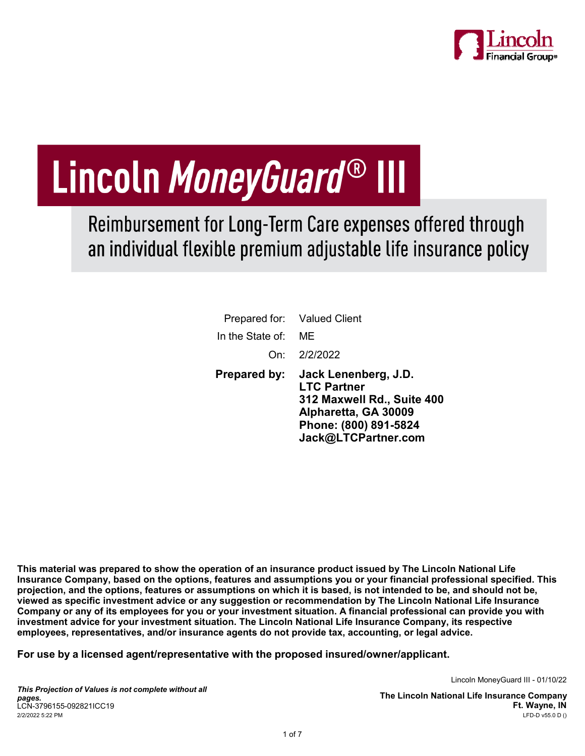# Lincoln *MoneyGuard®* III

## Reimbursement for Long-Term Care expenses offered through an individual flexible premium adjustable life insurance policy

Prepared for: Valued Client

In the State of: ME

On: 2/2/2022

**Prepared by:** **Jack Lenenberg, J.D.**
**LTC Partner**
**312 Maxwell Rd., Suite 400**
**Alpharetta, GA 30009**
**Phone: (800) 891-5824**
**Jack@LTCPartner.com**

**This material was prepared to show the operation of an insurance product issued by The Lincoln National Life Insurance Company, based on the options, features and assumptions you or your financial professional specified. This projection, and the options, features or assumptions on which it is based, is not intended to be, and should not be, viewed as specific investment advice or any suggestion or recommendation by The Lincoln National Life Insurance Company or any of its employees for you or your investment situation. A financial professional can provide you with investment advice for your investment situation. The Lincoln National Life Insurance Company, its respective employees, representatives, and/or insurance agents do not provide tax, accounting, or legal advice.**

**For use by a licensed agent/representative with the proposed insured/owner/applicant.**

Lincoln MoneyGuard III - 01/10/22

***This Projection of Values is not complete without all pages.***
LCN-3796155-092821ICC19
2/2/2022 5:22 PM

**The Lincoln National Life Insurance Company**
**Ft. Wayne, IN**
LFD-D v55.0 D ()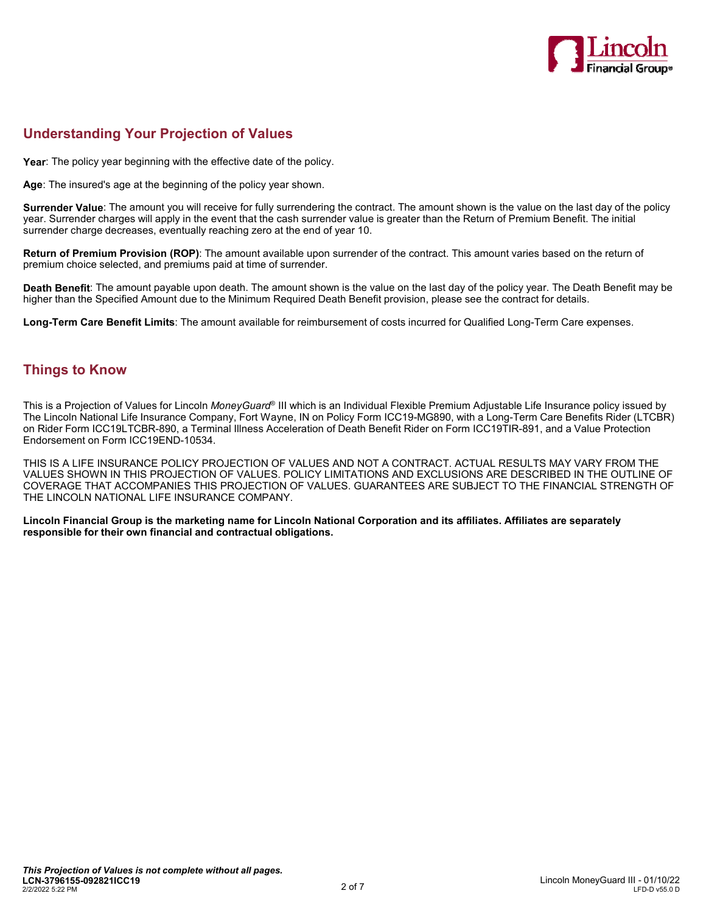## Understanding Your Projection of Values

**Year**: The policy year beginning with the effective date of the policy.

**Age**: The insured's age at the beginning of the policy year shown.

**Surrender Value**: The amount you will receive for fully surrendering the contract. The amount shown is the value on the last day of the policy year. Surrender charges will apply in the event that the cash surrender value is greater than the Return of Premium Benefit. The initial surrender charge decreases, eventually reaching zero at the end of year 10.

**Return of Premium Provision (ROP)**: The amount available upon surrender of the contract. This amount varies based on the return of premium choice selected, and premiums paid at time of surrender.

**Death Benefit**: The amount payable upon death. The amount shown is the value on the last day of the policy year. The Death Benefit may be higher than the Specified Amount due to the Minimum Required Death Benefit provision, please see the contract for details.

**Long-Term Care Benefit Limits**: The amount available for reimbursement of costs incurred for Qualified Long-Term Care expenses.

## Things to Know

This is a Projection of Values for Lincoln *MoneyGuard*® III which is an Individual Flexible Premium Adjustable Life Insurance policy issued by The Lincoln National Life Insurance Company, Fort Wayne, IN on Policy Form ICC19-MG890, with a Long-Term Care Benefits Rider (LTCBR) on Rider Form ICC19LTCBR-890, a Terminal Illness Acceleration of Death Benefit Rider on Form ICC19TIR-891, and a Value Protection Endorsement on Form ICC19END-10534.

THIS IS A LIFE INSURANCE POLICY PROJECTION OF VALUES AND NOT A CONTRACT. ACTUAL RESULTS MAY VARY FROM THE VALUES SHOWN IN THIS PROJECTION OF VALUES. POLICY LIMITATIONS AND EXCLUSIONS ARE DESCRIBED IN THE OUTLINE OF COVERAGE THAT ACCOMPANIES THIS PROJECTION OF VALUES. GUARANTEES ARE SUBJECT TO THE FINANCIAL STRENGTH OF THE LINCOLN NATIONAL LIFE INSURANCE COMPANY.

**Lincoln Financial Group is the marketing name for Lincoln National Corporation and its affiliates. Affiliates are separately responsible for their own financial and contractual obligations.**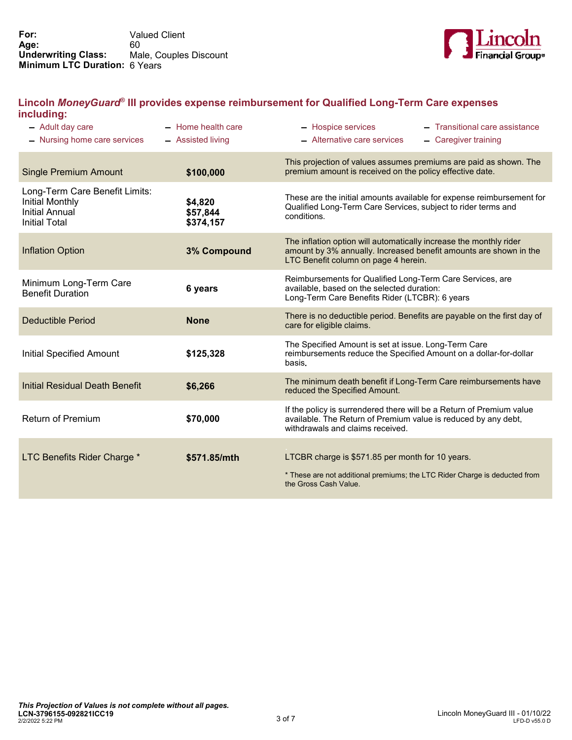**For:** Valued Client
**Age:** 60
**Underwriting Class:** Male, Couples Discount
**Minimum LTC Duration:** 6 Years

## Lincoln *MoneyGuard*® III provides expense reimbursement for Qualified Long-Term Care expenses including:

- Adult day care
- Nursing home care services
- Home health care
- Assisted living
- Hospice services
- Alternative care services
- Transitional care assistance
- Caregiver training

| | | |
|---|---|---|
| Single Premium Amount | **$100,000** | This projection of values assumes premiums are paid as shown. The premium amount is received on the policy effective date. |
| Long-Term Care Benefit Limits:<br>Initial Monthly<br>Initial Annual<br>Initial Total | <br>**$4,820**<br>**$57,844**<br>**$374,157** | These are the initial amounts available for expense reimbursement for Qualified Long-Term Care Services, subject to rider terms and conditions. |
| Inflation Option | **3% Compound** | The inflation option will automatically increase the monthly rider amount by 3% annually. Increased benefit amounts are shown in the LTC Benefit column on page 4 herein. |
| Minimum Long-Term Care Benefit Duration | **6 years** | Reimbursements for Qualified Long-Term Care Services, are available, based on the selected duration:<br>Long-Term Care Benefits Rider (LTCBR): 6 years |
| Deductible Period | **None** | There is no deductible period. Benefits are payable on the first day of care for eligible claims. |
| Initial Specified Amount | **$125,328** | The Specified Amount is set at issue. Long-Term Care reimbursements reduce the Specified Amount on a dollar-for-dollar basis. |
| Initial Residual Death Benefit | **$6,266** | The minimum death benefit if Long-Term Care reimbursements have reduced the Specified Amount. |
| Return of Premium | **$70,000** | If the policy is surrendered there will be a Return of Premium value available. The Return of Premium value is reduced by any debt, withdrawals and claims received. |
| LTC Benefits Rider Charge * | **$571.85/mth** | LTCBR charge is $571.85 per month for 10 years.<br>* These are not additional premiums; the LTC Rider Charge is deducted from the Gross Cash Value. |

***This Projection of Values is not complete without all pages.***
**LCN-3796155-092821ICC19**
2/2/2022 5:22 PM

Lincoln MoneyGuard III - 01/10/22
LFD-D v55.0 D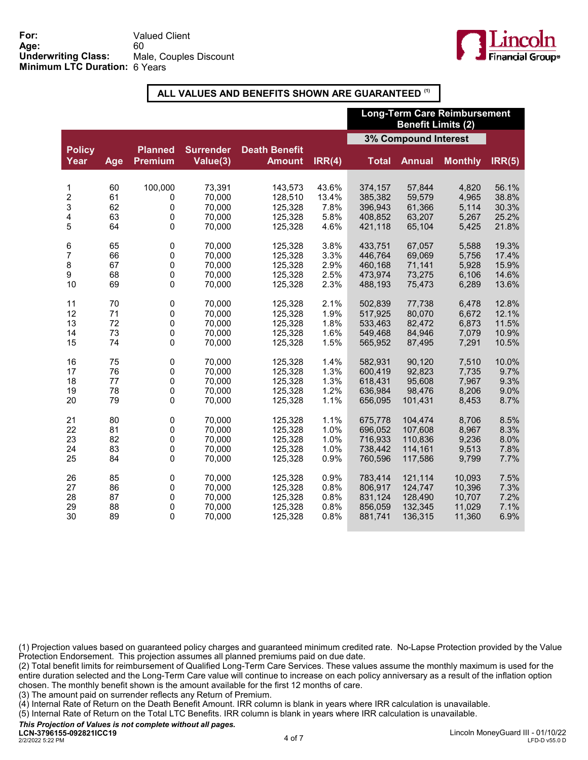**For:** Valued Client
**Age:** 60
**Underwriting Class:** Male, Couples Discount
**Minimum LTC Duration:** 6 Years

**ALL VALUES AND BENEFITS SHOWN ARE GUARANTEED (1)**

| | | | | | | Long-Term Care Reimbursement Benefit Limits (2) | | | |
|---|---|---|---|---|---|---|---|---|---|
| | | | | | | 3% Compound Interest | | | |
| Policy Year | Age | Planned Premium | Surrender Value(3) | Death Benefit Amount | IRR(4) | Total | Annual | Monthly | IRR(5) |
| 1 | 60 | 100,000 | 73,391 | 143,573 | 43.6% | 374,157 | 57,844 | 4,820 | 56.1% |
| 2 | 61 | 0 | 70,000 | 128,510 | 13.4% | 385,382 | 59,579 | 4,965 | 38.8% |
| 3 | 62 | 0 | 70,000 | 125,328 | 7.8% | 396,943 | 61,366 | 5,114 | 30.3% |
| 4 | 63 | 0 | 70,000 | 125,328 | 5.8% | 408,852 | 63,207 | 5,267 | 25.2% |
| 5 | 64 | 0 | 70,000 | 125,328 | 4.6% | 421,118 | 65,104 | 5,425 | 21.8% |
| 6 | 65 | 0 | 70,000 | 125,328 | 3.8% | 433,751 | 67,057 | 5,588 | 19.3% |
| 7 | 66 | 0 | 70,000 | 125,328 | 3.3% | 446,764 | 69,069 | 5,756 | 17.4% |
| 8 | 67 | 0 | 70,000 | 125,328 | 2.9% | 460,168 | 71,141 | 5,928 | 15.9% |
| 9 | 68 | 0 | 70,000 | 125,328 | 2.5% | 473,974 | 73,275 | 6,106 | 14.6% |
| 10 | 69 | 0 | 70,000 | 125,328 | 2.3% | 488,193 | 75,473 | 6,289 | 13.6% |
| 11 | 70 | 0 | 70,000 | 125,328 | 2.1% | 502,839 | 77,738 | 6,478 | 12.8% |
| 12 | 71 | 0 | 70,000 | 125,328 | 1.9% | 517,925 | 80,070 | 6,672 | 12.1% |
| 13 | 72 | 0 | 70,000 | 125,328 | 1.8% | 533,463 | 82,472 | 6,873 | 11.5% |
| 14 | 73 | 0 | 70,000 | 125,328 | 1.6% | 549,468 | 84,946 | 7,079 | 10.9% |
| 15 | 74 | 0 | 70,000 | 125,328 | 1.5% | 565,952 | 87,495 | 7,291 | 10.5% |
| 16 | 75 | 0 | 70,000 | 125,328 | 1.4% | 582,931 | 90,120 | 7,510 | 10.0% |
| 17 | 76 | 0 | 70,000 | 125,328 | 1.3% | 600,419 | 92,823 | 7,735 | 9.7% |
| 18 | 77 | 0 | 70,000 | 125,328 | 1.3% | 618,431 | 95,608 | 7,967 | 9.3% |
| 19 | 78 | 0 | 70,000 | 125,328 | 1.2% | 636,984 | 98,476 | 8,206 | 9.0% |
| 20 | 79 | 0 | 70,000 | 125,328 | 1.1% | 656,095 | 101,431 | 8,453 | 8.7% |
| 21 | 80 | 0 | 70,000 | 125,328 | 1.1% | 675,778 | 104,474 | 8,706 | 8.5% |
| 22 | 81 | 0 | 70,000 | 125,328 | 1.0% | 696,052 | 107,608 | 8,967 | 8.3% |
| 23 | 82 | 0 | 70,000 | 125,328 | 1.0% | 716,933 | 110,836 | 9,236 | 8.0% |
| 24 | 83 | 0 | 70,000 | 125,328 | 1.0% | 738,442 | 114,161 | 9,513 | 7.8% |
| 25 | 84 | 0 | 70,000 | 125,328 | 0.9% | 760,596 | 117,586 | 9,799 | 7.7% |
| 26 | 85 | 0 | 70,000 | 125,328 | 0.9% | 783,414 | 121,114 | 10,093 | 7.5% |
| 27 | 86 | 0 | 70,000 | 125,328 | 0.8% | 806,917 | 124,747 | 10,396 | 7.3% |
| 28 | 87 | 0 | 70,000 | 125,328 | 0.8% | 831,124 | 128,490 | 10,707 | 7.2% |
| 29 | 88 | 0 | 70,000 | 125,328 | 0.8% | 856,059 | 132,345 | 11,029 | 7.1% |
| 30 | 89 | 0 | 70,000 | 125,328 | 0.8% | 881,741 | 136,315 | 11,360 | 6.9% |

(1) Projection values based on guaranteed policy charges and guaranteed minimum credited rate. No-Lapse Protection provided by the Value Protection Endorsement. This projection assumes all planned premiums paid on due date.
(2) Total benefit limits for reimbursement of Qualified Long-Term Care Services. These values assume the monthly maximum is used for the entire duration selected and the Long-Term Care value will continue to increase on each policy anniversary as a result of the inflation option chosen. The monthly benefit shown is the amount available for the first 12 months of care.
(3) The amount paid on surrender reflects any Return of Premium.
(4) Internal Rate of Return on the Death Benefit Amount. IRR column is blank in years where IRR calculation is unavailable.
(5) Internal Rate of Return on the Total LTC Benefits. IRR column is blank in years where IRR calculation is unavailable.

***This Projection of Values is not complete without all pages.***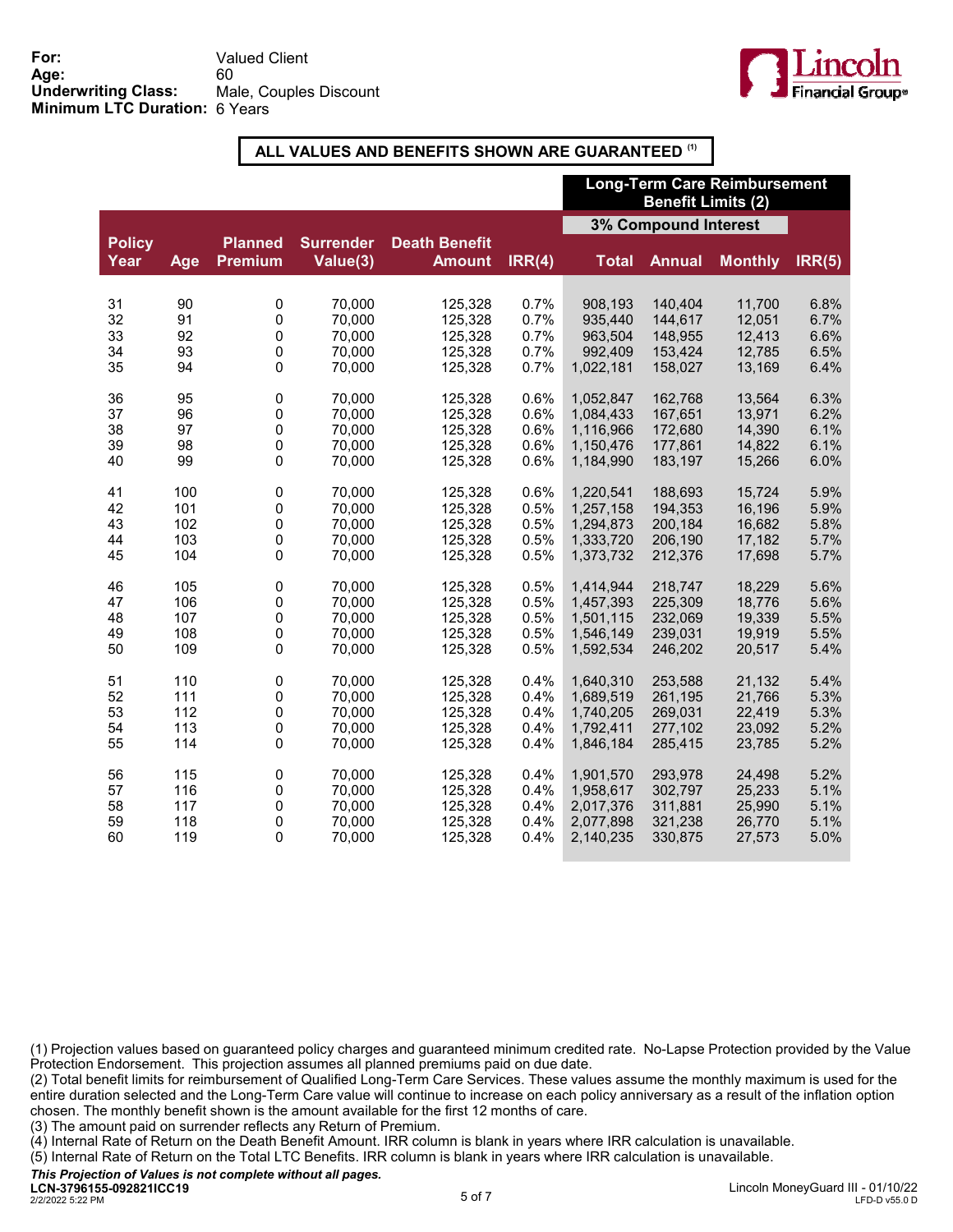**For:** Valued Client
**Age:** 60
**Underwriting Class:** Male, Couples Discount
**Minimum LTC Duration:** 6 Years

**ALL VALUES AND BENEFITS SHOWN ARE GUARANTEED [(1)]**

| | | | | | | Long-Term Care Reimbursement Benefit Limits (2) | | | |
|---|---|---|---|---|---|---|---|---|---|
| | | | | | | 3% Compound Interest | | | |
| Policy Year | Age | Planned Premium | Surrender Value(3) | Death Benefit Amount | IRR(4) | Total | Annual | Monthly | IRR(5) |
| 31 | 90 | 0 | 70,000 | 125,328 | 0.7% | 908,193 | 140,404 | 11,700 | 6.8% |
| 32 | 91 | 0 | 70,000 | 125,328 | 0.7% | 935,440 | 144,617 | 12,051 | 6.7% |
| 33 | 92 | 0 | 70,000 | 125,328 | 0.7% | 963,504 | 148,955 | 12,413 | 6.6% |
| 34 | 93 | 0 | 70,000 | 125,328 | 0.7% | 992,409 | 153,424 | 12,785 | 6.5% |
| 35 | 94 | 0 | 70,000 | 125,328 | 0.7% | 1,022,181 | 158,027 | 13,169 | 6.4% |
| 36 | 95 | 0 | 70,000 | 125,328 | 0.6% | 1,052,847 | 162,768 | 13,564 | 6.3% |
| 37 | 96 | 0 | 70,000 | 125,328 | 0.6% | 1,084,433 | 167,651 | 13,971 | 6.2% |
| 38 | 97 | 0 | 70,000 | 125,328 | 0.6% | 1,116,966 | 172,680 | 14,390 | 6.1% |
| 39 | 98 | 0 | 70,000 | 125,328 | 0.6% | 1,150,476 | 177,861 | 14,822 | 6.1% |
| 40 | 99 | 0 | 70,000 | 125,328 | 0.6% | 1,184,990 | 183,197 | 15,266 | 6.0% |
| 41 | 100 | 0 | 70,000 | 125,328 | 0.6% | 1,220,541 | 188,693 | 15,724 | 5.9% |
| 42 | 101 | 0 | 70,000 | 125,328 | 0.5% | 1,257,158 | 194,353 | 16,196 | 5.9% |
| 43 | 102 | 0 | 70,000 | 125,328 | 0.5% | 1,294,873 | 200,184 | 16,682 | 5.8% |
| 44 | 103 | 0 | 70,000 | 125,328 | 0.5% | 1,333,720 | 206,190 | 17,182 | 5.7% |
| 45 | 104 | 0 | 70,000 | 125,328 | 0.5% | 1,373,732 | 212,376 | 17,698 | 5.7% |
| 46 | 105 | 0 | 70,000 | 125,328 | 0.5% | 1,414,944 | 218,747 | 18,229 | 5.6% |
| 47 | 106 | 0 | 70,000 | 125,328 | 0.5% | 1,457,393 | 225,309 | 18,776 | 5.6% |
| 48 | 107 | 0 | 70,000 | 125,328 | 0.5% | 1,501,115 | 232,069 | 19,339 | 5.5% |
| 49 | 108 | 0 | 70,000 | 125,328 | 0.5% | 1,546,149 | 239,031 | 19,919 | 5.5% |
| 50 | 109 | 0 | 70,000 | 125,328 | 0.5% | 1,592,534 | 246,202 | 20,517 | 5.4% |
| 51 | 110 | 0 | 70,000 | 125,328 | 0.4% | 1,640,310 | 253,588 | 21,132 | 5.4% |
| 52 | 111 | 0 | 70,000 | 125,328 | 0.4% | 1,689,519 | 261,195 | 21,766 | 5.3% |
| 53 | 112 | 0 | 70,000 | 125,328 | 0.4% | 1,740,205 | 269,031 | 22,419 | 5.3% |
| 54 | 113 | 0 | 70,000 | 125,328 | 0.4% | 1,792,411 | 277,102 | 23,092 | 5.2% |
| 55 | 114 | 0 | 70,000 | 125,328 | 0.4% | 1,846,184 | 285,415 | 23,785 | 5.2% |
| 56 | 115 | 0 | 70,000 | 125,328 | 0.4% | 1,901,570 | 293,978 | 24,498 | 5.2% |
| 57 | 116 | 0 | 70,000 | 125,328 | 0.4% | 1,958,617 | 302,797 | 25,233 | 5.1% |
| 58 | 117 | 0 | 70,000 | 125,328 | 0.4% | 2,017,376 | 311,881 | 25,990 | 5.1% |
| 59 | 118 | 0 | 70,000 | 125,328 | 0.4% | 2,077,898 | 321,238 | 26,770 | 5.1% |
| 60 | 119 | 0 | 70,000 | 125,328 | 0.4% | 2,140,235 | 330,875 | 27,573 | 5.0% |

(1) Projection values based on guaranteed policy charges and guaranteed minimum credited rate. No-Lapse Protection provided by the Value Protection Endorsement. This projection assumes all planned premiums paid on due date.
(2) Total benefit limits for reimbursement of Qualified Long-Term Care Services. These values assume the monthly maximum is used for the entire duration selected and the Long-Term Care value will continue to increase on each policy anniversary as a result of the inflation option chosen. The monthly benefit shown is the amount available for the first 12 months of care.
(3) The amount paid on surrender reflects any Return of Premium.
(4) Internal Rate of Return on the Death Benefit Amount. IRR column is blank in years where IRR calculation is unavailable.
(5) Internal Rate of Return on the Total LTC Benefits. IRR column is blank in years where IRR calculation is unavailable.

***This Projection of Values is not complete without all pages.***
**LCN-3796155-092821ICC19**
2/2/2022 5:22 PM
Lincoln MoneyGuard III - 01/10/22
LFD-D v55.0 D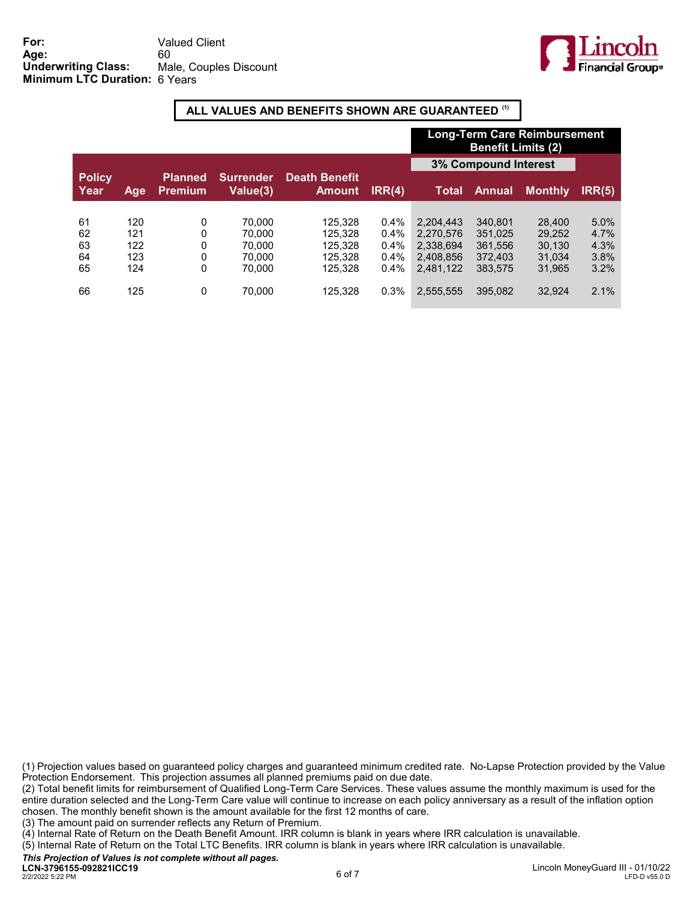**For:** Valued Client
**Age:** 60
**Underwriting Class:** Male, Couples Discount
**Minimum LTC Duration:** 6 Years

**ALL VALUES AND BENEFITS SHOWN ARE GUARANTEED [(1)]**

| | | | | | | Long-Term Care Reimbursement Benefit Limits (2) | | | |
|---|---|---|---|---|---|---|---|---|---|
| | | | | | | 3% Compound Interest | | | |
| Policy Year | Age | Planned Premium | Surrender Value(3) | Death Benefit Amount | IRR(4) | Total | Annual | Monthly | IRR(5) |
| 61 | 120 | 0 | 70,000 | 125,328 | 0.4% | 2,204,443 | 340,801 | 28,400 | 5.0% |
| 62 | 121 | 0 | 70,000 | 125,328 | 0.4% | 2,270,576 | 351,025 | 29,252 | 4.7% |
| 63 | 122 | 0 | 70,000 | 125,328 | 0.4% | 2,338,694 | 361,556 | 30,130 | 4.3% |
| 64 | 123 | 0 | 70,000 | 125,328 | 0.4% | 2,408,856 | 372,403 | 31,034 | 3.8% |
| 65 | 124 | 0 | 70,000 | 125,328 | 0.4% | 2,481,122 | 383,575 | 31,965 | 3.2% |
| 66 | 125 | 0 | 70,000 | 125,328 | 0.3% | 2,555,555 | 395,082 | 32,924 | 2.1% |

(1) Projection values based on guaranteed policy charges and guaranteed minimum credited rate. No-Lapse Protection provided by the Value Protection Endorsement. This projection assumes all planned premiums paid on due date.
(2) Total benefit limits for reimbursement of Qualified Long-Term Care Services. These values assume the monthly maximum is used for the entire duration selected and the Long-Term Care value will continue to increase on each policy anniversary as a result of the inflation option chosen. The monthly benefit shown is the amount available for the first 12 months of care.
(3) The amount paid on surrender reflects any Return of Premium.
(4) Internal Rate of Return on the Death Benefit Amount. IRR column is blank in years where IRR calculation is unavailable.
(5) Internal Rate of Return on the Total LTC Benefits. IRR column is blank in years where IRR calculation is unavailable.

***This Projection of Values is not complete without all pages.***

**LCN-3796155-092821ICC19**
2/2/2022 5:22 PM

Lincoln MoneyGuard III - 01/10/22
LFD-D v55.0 D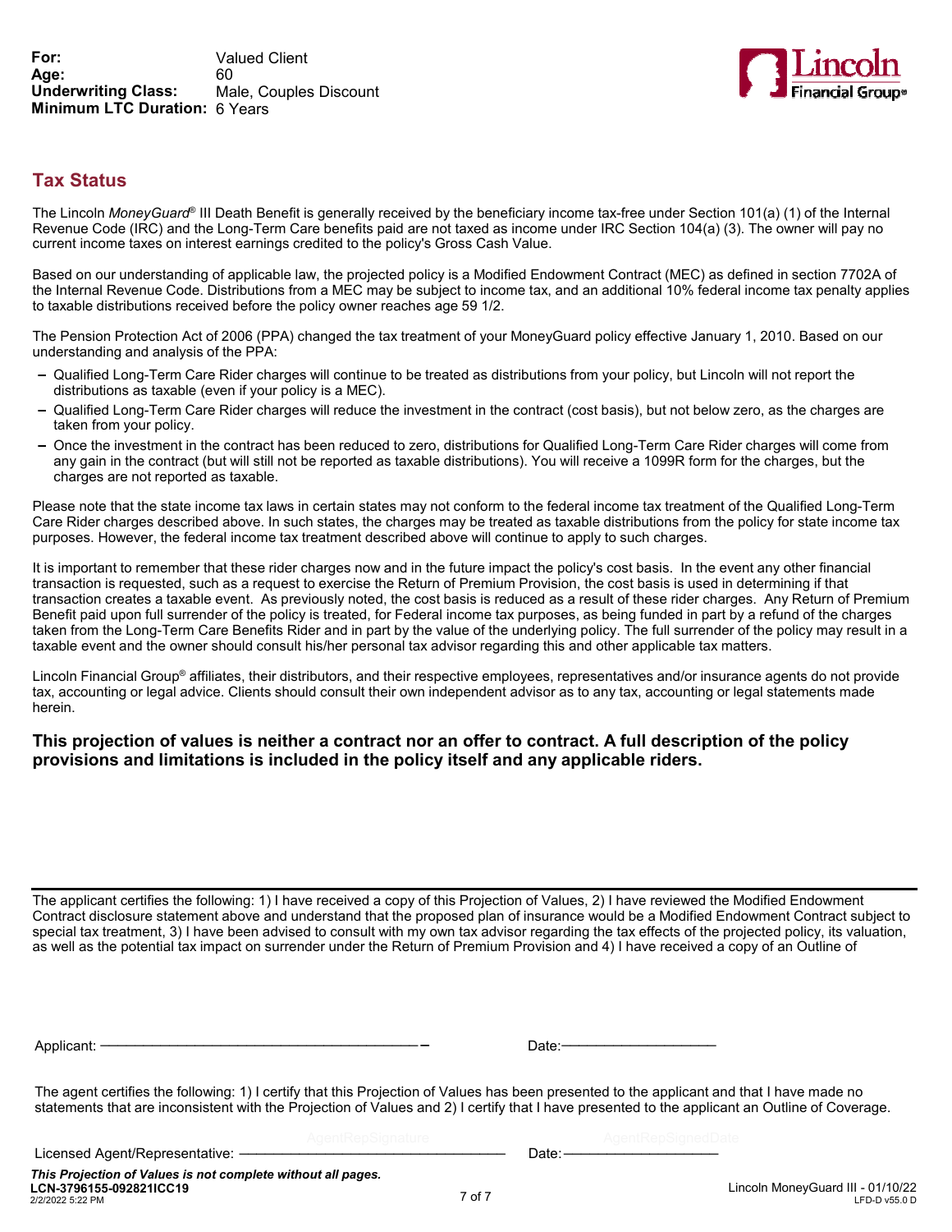**For:** Valued Client
**Age:** 60
**Underwriting Class:** Male, Couples Discount
**Minimum LTC Duration:** 6 Years

## Tax Status

The Lincoln *MoneyGuard*® III Death Benefit is generally received by the beneficiary income tax-free under Section 101(a) (1) of the Internal Revenue Code (IRC) and the Long-Term Care benefits paid are not taxed as income under IRC Section 104(a) (3). The owner will pay no current income taxes on interest earnings credited to the policy's Gross Cash Value.

Based on our understanding of applicable law, the projected policy is a Modified Endowment Contract (MEC) as defined in section 7702A of the Internal Revenue Code. Distributions from a MEC may be subject to income tax, and an additional 10% federal income tax penalty applies to taxable distributions received before the policy owner reaches age 59 1/2.

The Pension Protection Act of 2006 (PPA) changed the tax treatment of your MoneyGuard policy effective January 1, 2010. Based on our understanding and analysis of the PPA:

- Qualified Long-Term Care Rider charges will continue to be treated as distributions from your policy, but Lincoln will not report the distributions as taxable (even if your policy is a MEC).
- Qualified Long-Term Care Rider charges will reduce the investment in the contract (cost basis), but not below zero, as the charges are taken from your policy.
- Once the investment in the contract has been reduced to zero, distributions for Qualified Long-Term Care Rider charges will come from any gain in the contract (but will still not be reported as taxable distributions). You will receive a 1099R form for the charges, but the charges are not reported as taxable.

Please note that the state income tax laws in certain states may not conform to the federal income tax treatment of the Qualified Long-Term Care Rider charges described above. In such states, the charges may be treated as taxable distributions from the policy for state income tax purposes. However, the federal income tax treatment described above will continue to apply to such charges.

It is important to remember that these rider charges now and in the future impact the policy's cost basis. In the event any other financial transaction is requested, such as a request to exercise the Return of Premium Provision, the cost basis is used in determining if that transaction creates a taxable event. As previously noted, the cost basis is reduced as a result of these rider charges. Any Return of Premium Benefit paid upon full surrender of the policy is treated, for Federal income tax purposes, as being funded in part by a refund of the charges taken from the Long-Term Care Benefits Rider and in part by the value of the underlying policy. The full surrender of the policy may result in a taxable event and the owner should consult his/her personal tax advisor regarding this and other applicable tax matters.

Lincoln Financial Group® affiliates, their distributors, and their respective employees, representatives and/or insurance agents do not provide tax, accounting or legal advice. Clients should consult their own independent advisor as to any tax, accounting or legal statements made herein.

**This projection of values is neither a contract nor an offer to contract. A full description of the policy provisions and limitations is included in the policy itself and any applicable riders.**

---

The applicant certifies the following: 1) I have received a copy of this Projection of Values, 2) I have reviewed the Modified Endowment Contract disclosure statement above and understand that the proposed plan of insurance would be a Modified Endowment Contract subject to special tax treatment, 3) I have been advised to consult with my own tax advisor regarding the tax effects of the projected policy, its valuation, as well as the potential tax impact on surrender under the Return of Premium Provision and 4) I have received a copy of an Outline of

Applicant: ________________________________________ Date: ____________________

The agent certifies the following: 1) I certify that this Projection of Values has been presented to the applicant and that I have made no statements that are inconsistent with the Projection of Values and 2) I certify that I have presented to the applicant an Outline of Coverage.

Licensed Agent/Representative: ________________________________ Date: ____________________

***This Projection of Values is not complete without all pages.***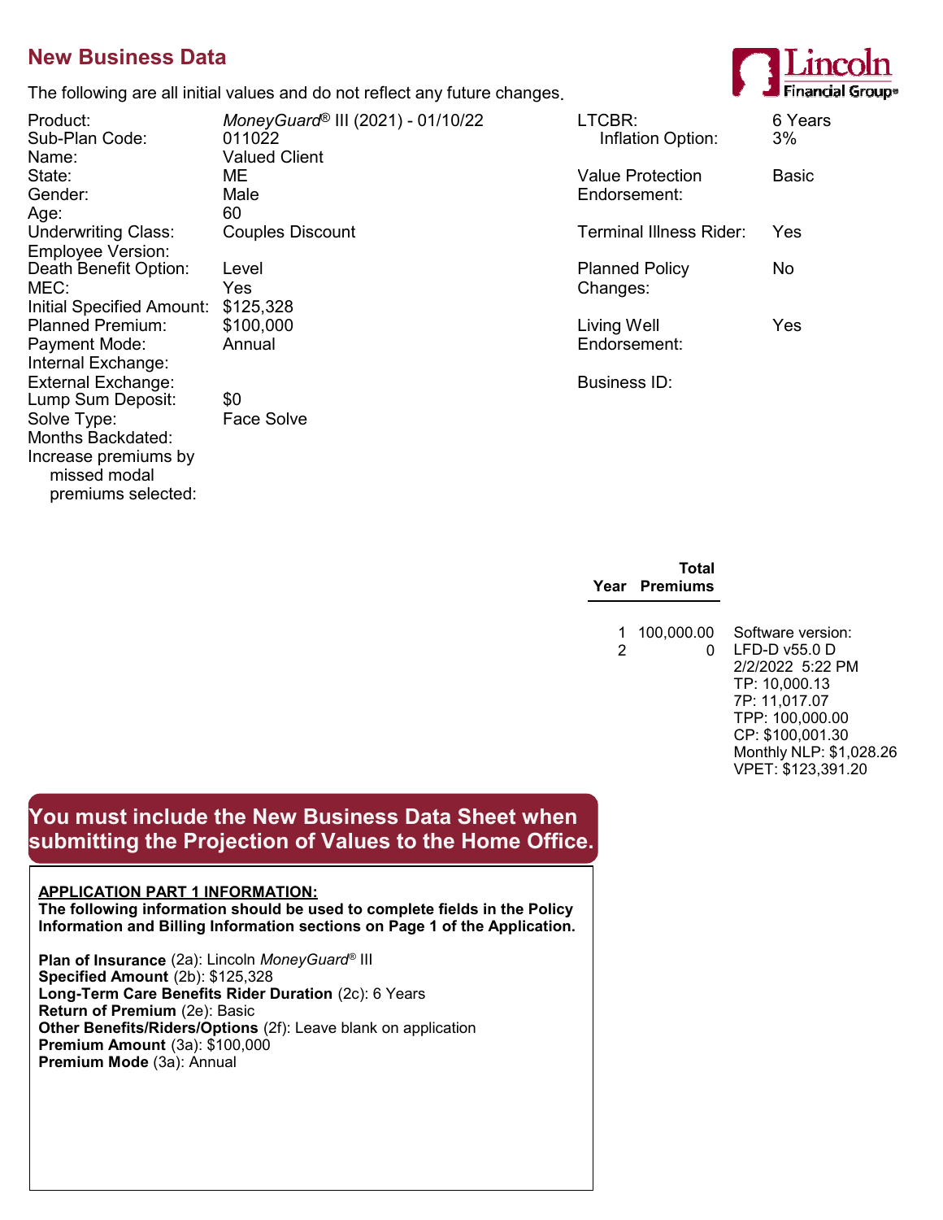## New Business Data

The following are all initial values and do not reflect any future changes.

| | |
|---|---|
| Product: | *MoneyGuard®* III (2021) - 01/10/22 |
| Sub-Plan Code: | 011022 |
| Name: | Valued Client |
| State: | ME |
| Gender: | Male |
| Age: | 60 |
| Underwriting Class: | Couples Discount |
| Employee Version: | |
| Death Benefit Option: | Level |
| MEC: | Yes |
| Initial Specified Amount: | $125,328 |
| Planned Premium: | $100,000 |
| Payment Mode: | Annual |
| Internal Exchange: | |
| External Exchange: | |
| Lump Sum Deposit: | $0 |
| Solve Type: | Face Solve |
| Months Backdated: | |
| Increase premiums by missed modal premiums selected: | |

| | |
|---|---|
| LTCBR: | 6 Years |
| Inflation Option: | 3% |
| Value Protection Endorsement: | Basic |
| Terminal Illness Rider: | Yes |
| Planned Policy Changes: | No |
| Living Well Endorsement: | Yes |
| Business ID: | |

| Year | Total Premiums |
|---|---|
| 1 | 100,000.00 |
| 2 | 0 |

Software version:
LFD-D v55.0 D
2/2/2022 5:22 PM
TP: 10,000.13
7P: 11,017.07
TPP: 100,000.00
CP: $100,001.30
Monthly NLP: $1,028.26
VPET: $123,391.20

**You must include the New Business Data Sheet when submitting the Projection of Values to the Home Office.**

**APPLICATION PART 1 INFORMATION:**

**The following information should be used to complete fields in the Policy Information and Billing Information sections on Page 1 of the Application.**

**Plan of Insurance** (2a): Lincoln *MoneyGuard®* III
**Specified Amount** (2b): $125,328
**Long-Term Care Benefits Rider Duration** (2c): 6 Years
**Return of Premium** (2e): Basic
**Other Benefits/Riders/Options** (2f): Leave blank on application
**Premium Amount** (3a): $100,000
**Premium Mode** (3a): Annual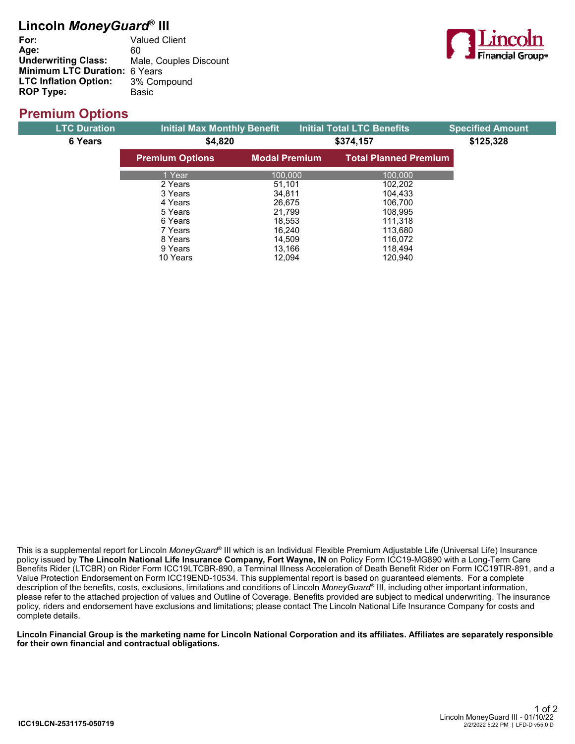# Lincoln *MoneyGuard*® III

**For:** Valued Client
**Age:** 60
**Underwriting Class:** Male, Couples Discount
**Minimum LTC Duration:** 6 Years
**LTC Inflation Option:** 3% Compound
**ROP Type:** Basic

## Premium Options

| LTC Duration | Initial Max Monthly Benefit | Initial Total LTC Benefits | Specified Amount |
|---|---|---|---|
| 6 Years | $4,820 | $374,157 | $125,328 |

| Premium Options | Modal Premium | Total Planned Premium |
|---|---|---|
| 1 Year | 100,000 | 100,000 |
| 2 Years | 51,101 | 102,202 |
| 3 Years | 34,811 | 104,433 |
| 4 Years | 26,675 | 106,700 |
| 5 Years | 21,799 | 108,995 |
| 6 Years | 18,553 | 111,318 |
| 7 Years | 16,240 | 113,680 |
| 8 Years | 14,509 | 116,072 |
| 9 Years | 13,166 | 118,494 |
| 10 Years | 12,094 | 120,940 |

This is a supplemental report for Lincoln *MoneyGuard*® III which is an Individual Flexible Premium Adjustable Life (Universal Life) Insurance policy issued by **The Lincoln National Life Insurance Company, Fort Wayne, IN** on Policy Form ICC19-MG890 with a Long-Term Care Benefits Rider (LTCBR) on Rider Form ICC19LTCBR-890, a Terminal Illness Acceleration of Death Benefit Rider on Form ICC19TIR-891, and a Value Protection Endorsement on Form ICC19END-10534. This supplemental report is based on guaranteed elements. For a complete description of the benefits, costs, exclusions, limitations and conditions of Lincoln *MoneyGuard*® III, including other important information, please refer to the attached projection of values and Outline of Coverage. Benefits provided are subject to medical underwriting. The insurance policy, riders and endorsement have exclusions and limitations; please contact The Lincoln National Life Insurance Company for costs and complete details.

**Lincoln Financial Group is the marketing name for Lincoln National Corporation and its affiliates. Affiliates are separately responsible for their own financial and contractual obligations.**

ICC19LCN-2531175-050719

Lincoln MoneyGuard III - 01/10/22
2/2/2022 5:22 PM | LFD-D v55.0 D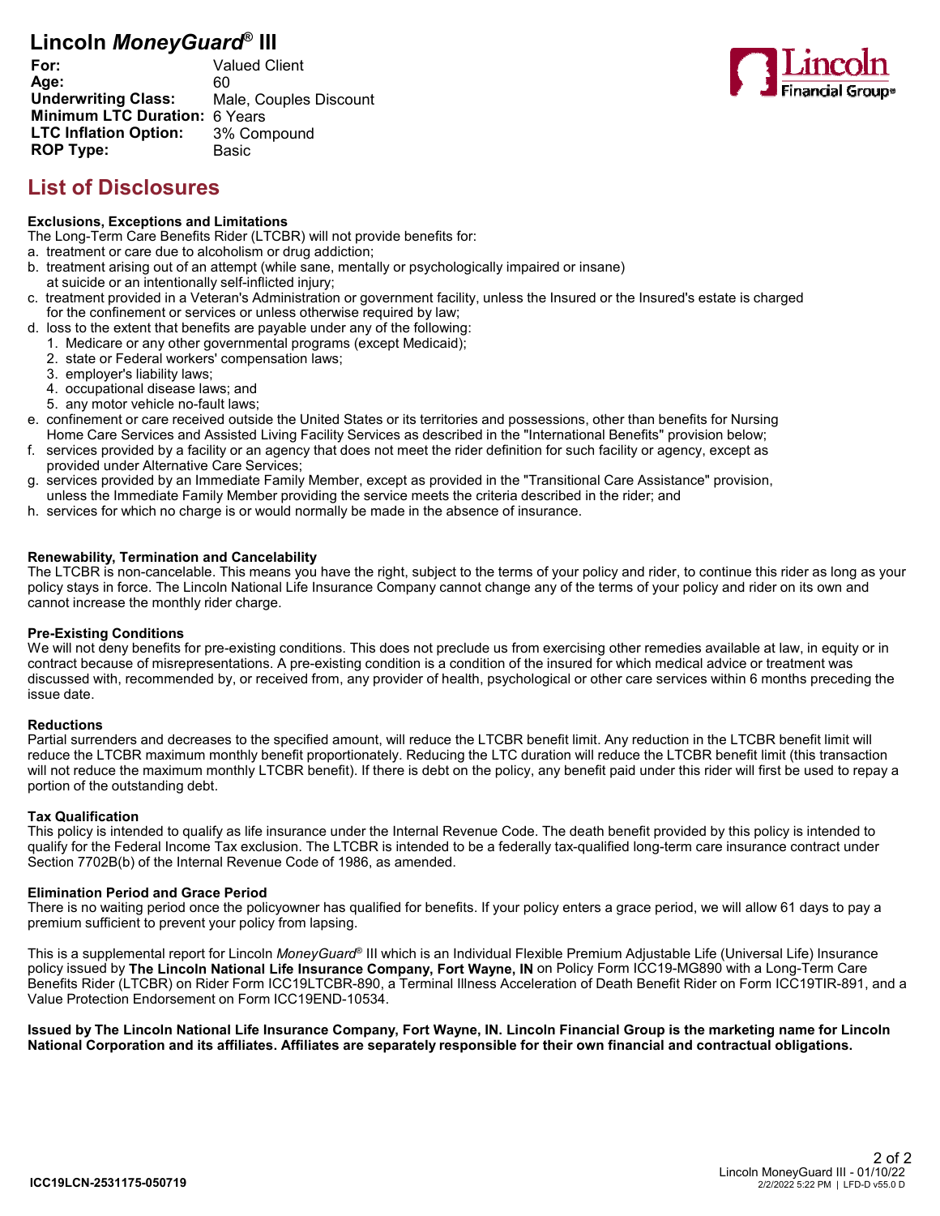# Lincoln *MoneyGuard*® III

**For:** Valued Client
**Age:** 60
**Underwriting Class:** Male, Couples Discount
**Minimum LTC Duration:** 6 Years
**LTC Inflation Option:** 3% Compound
**ROP Type:** Basic

## List of Disclosures

**Exclusions, Exceptions and Limitations**

The Long-Term Care Benefits Rider (LTCBR) will not provide benefits for:

a. treatment or care due to alcoholism or drug addiction;
b. treatment arising out of an attempt (while sane, mentally or psychologically impaired or insane) at suicide or an intentionally self-inflicted injury;
c. treatment provided in a Veteran's Administration or government facility, unless the Insured or the Insured's estate is charged for the confinement or services or unless otherwise required by law;
d. loss to the extent that benefits are payable under any of the following:
   1. Medicare or any other governmental programs (except Medicaid);
   2. state or Federal workers' compensation laws;
   3. employer's liability laws;
   4. occupational disease laws; and
   5. any motor vehicle no-fault laws;
e. confinement or care received outside the United States or its territories and possessions, other than benefits for Nursing Home Care Services and Assisted Living Facility Services as described in the "International Benefits" provision below;
f. services provided by a facility or an agency that does not meet the rider definition for such facility or agency, except as provided under Alternative Care Services;
g. services provided by an Immediate Family Member, except as provided in the "Transitional Care Assistance" provision, unless the Immediate Family Member providing the service meets the criteria described in the rider; and
h. services for which no charge is or would normally be made in the absence of insurance.

**Renewability, Termination and Cancelability**

The LTCBR is non-cancelable. This means you have the right, subject to the terms of your policy and rider, to continue this rider as long as your policy stays in force. The Lincoln National Life Insurance Company cannot change any of the terms of your policy and rider on its own and cannot increase the monthly rider charge.

**Pre-Existing Conditions**

We will not deny benefits for pre-existing conditions. This does not preclude us from exercising other remedies available at law, in equity or in contract because of misrepresentations. A pre-existing condition is a condition of the insured for which medical advice or treatment was discussed with, recommended by, or received from, any provider of health, psychological or other care services within 6 months preceding the issue date.

**Reductions**

Partial surrenders and decreases to the specified amount, will reduce the LTCBR benefit limit. Any reduction in the LTCBR benefit limit will reduce the LTCBR maximum monthly benefit proportionately. Reducing the LTC duration will reduce the LTCBR benefit limit (this transaction will not reduce the maximum monthly LTCBR benefit). If there is debt on the policy, any benefit paid under this rider will first be used to repay a portion of the outstanding debt.

**Tax Qualification**

This policy is intended to qualify as life insurance under the Internal Revenue Code. The death benefit provided by this policy is intended to qualify for the Federal Income Tax exclusion. The LTCBR is intended to be a federally tax-qualified long-term care insurance contract under Section 7702B(b) of the Internal Revenue Code of 1986, as amended.

**Elimination Period and Grace Period**

There is no waiting period once the policyowner has qualified for benefits. If your policy enters a grace period, we will allow 61 days to pay a premium sufficient to prevent your policy from lapsing.

This is a supplemental report for Lincoln *MoneyGuard*® III which is an Individual Flexible Premium Adjustable Life (Universal Life) Insurance policy issued by **The Lincoln National Life Insurance Company, Fort Wayne, IN** on Policy Form ICC19-MG890 with a Long-Term Care Benefits Rider (LTCBR) on Rider Form ICC19LTCBR-890, a Terminal Illness Acceleration of Death Benefit Rider on Form ICC19TIR-891, and a Value Protection Endorsement on Form ICC19END-10534.

**Issued by The Lincoln National Life Insurance Company, Fort Wayne, IN. Lincoln Financial Group is the marketing name for Lincoln National Corporation and its affiliates. Affiliates are separately responsible for their own financial and contractual obligations.**

**ICC19LCN-2531175-050719**